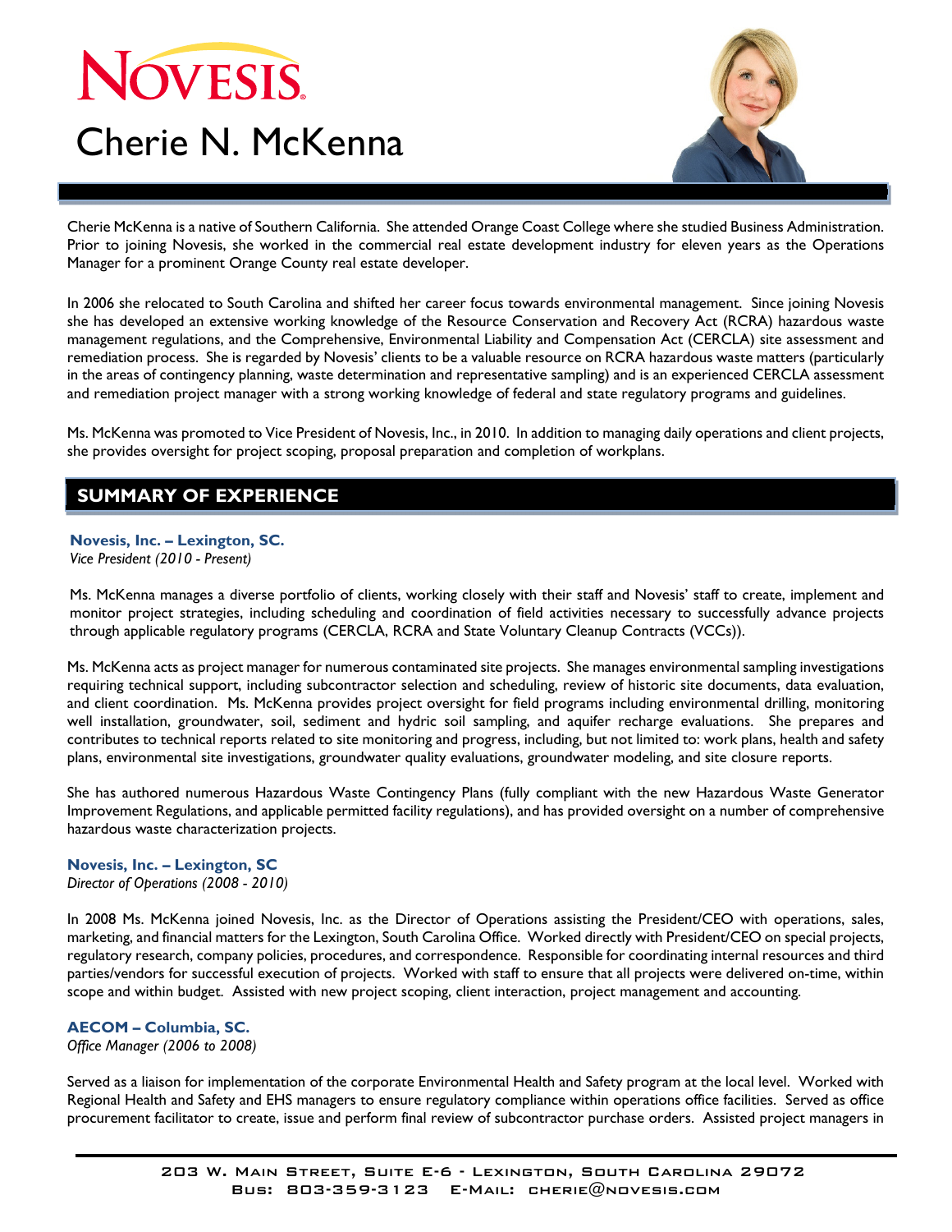# Cherie N. McKenna

Cherie McKenna is a native of Southern California. She attended Orange Coast College where she studied Business Administration. Prior to joining Novesis, she worked in the commercial real estate development industry for eleven years as the Operations Manager for a prominent Orange County real estate developer.

In 2006 she relocated to South Carolina and shifted her career focus towards environmental management. Since joining Novesis she has developed an extensive working knowledge of the Resource Conservation and Recovery Act (RCRA) hazardous waste management regulations, and the Comprehensive, Environmental Liability and Compensation Act (CERCLA) site assessment and remediation process. She is regarded by Novesis' clients to be a valuable resource on RCRA hazardous waste matters (particularly in the areas of contingency planning, waste determination and representative sampling) and is an experienced CERCLA assessment and remediation project manager with a strong working knowledge of federal and state regulatory programs and guidelines.

Ms. McKenna was promoted to Vice President of Novesis, Inc., in 2010. In addition to managing daily operations and client projects, she provides oversight for project scoping, proposal preparation and completion of workplans.

## SUMMARY OF EXPERIENCE

**Novesis, Inc. – Lexington, SC.**
*Vice President (2010 - Present)*

Ms. McKenna manages a diverse portfolio of clients, working closely with their staff and Novesis' staff to create, implement and monitor project strategies, including scheduling and coordination of field activities necessary to successfully advance projects through applicable regulatory programs (CERCLA, RCRA and State Voluntary Cleanup Contracts (VCCs)).

Ms. McKenna acts as project manager for numerous contaminated site projects. She manages environmental sampling investigations requiring technical support, including subcontractor selection and scheduling, review of historic site documents, data evaluation, and client coordination. Ms. McKenna provides project oversight for field programs including environmental drilling, monitoring well installation, groundwater, soil, sediment and hydric soil sampling, and aquifer recharge evaluations. She prepares and contributes to technical reports related to site monitoring and progress, including, but not limited to: work plans, health and safety plans, environmental site investigations, groundwater quality evaluations, groundwater modeling, and site closure reports.

She has authored numerous Hazardous Waste Contingency Plans (fully compliant with the new Hazardous Waste Generator Improvement Regulations, and applicable permitted facility regulations), and has provided oversight on a number of comprehensive hazardous waste characterization projects.

**Novesis, Inc. – Lexington, SC**
*Director of Operations (2008 - 2010)*

In 2008 Ms. McKenna joined Novesis, Inc. as the Director of Operations assisting the President/CEO with operations, sales, marketing, and financial matters for the Lexington, South Carolina Office. Worked directly with President/CEO on special projects, regulatory research, company policies, procedures, and correspondence. Responsible for coordinating internal resources and third parties/vendors for successful execution of projects. Worked with staff to ensure that all projects were delivered on-time, within scope and within budget. Assisted with new project scoping, client interaction, project management and accounting.

**AECOM – Columbia, SC.**
*Office Manager (2006 to 2008)*

Served as a liaison for implementation of the corporate Environmental Health and Safety program at the local level. Worked with Regional Health and Safety and EHS managers to ensure regulatory compliance within operations office facilities. Served as office procurement facilitator to create, issue and perform final review of subcontractor purchase orders. Assisted project managers in

203 W. Main Street, Suite E-6 - Lexington, South Carolina 29072
Bus: 803-359-3123 E-Mail: cherie@novesis.com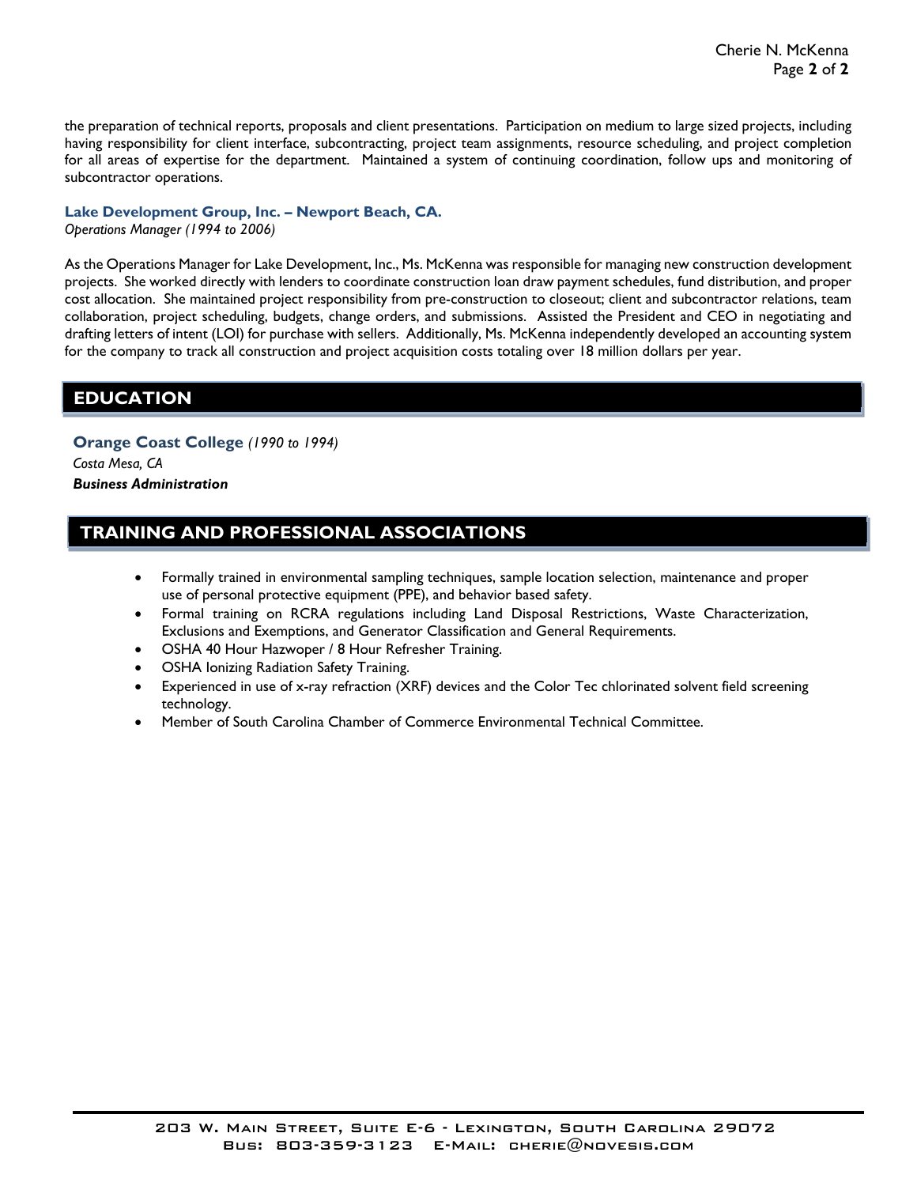the preparation of technical reports, proposals and client presentations. Participation on medium to large sized projects, including having responsibility for client interface, subcontracting, project team assignments, resource scheduling, and project completion for all areas of expertise for the department. Maintained a system of continuing coordination, follow ups and monitoring of subcontractor operations.

### Lake Development Group, Inc. – Newport Beach, CA.

*Operations Manager (1994 to 2006)*

As the Operations Manager for Lake Development, Inc., Ms. McKenna was responsible for managing new construction development projects. She worked directly with lenders to coordinate construction loan draw payment schedules, fund distribution, and proper cost allocation. She maintained project responsibility from pre-construction to closeout; client and subcontractor relations, team collaboration, project scheduling, budgets, change orders, and submissions. Assisted the President and CEO in negotiating and drafting letters of intent (LOI) for purchase with sellers. Additionally, Ms. McKenna independently developed an accounting system for the company to track all construction and project acquisition costs totaling over 18 million dollars per year.

## EDUCATION

### Orange Coast College *(1990 to 1994)*

*Costa Mesa, CA*

***Business Administration***

## TRAINING AND PROFESSIONAL ASSOCIATIONS

- Formally trained in environmental sampling techniques, sample location selection, maintenance and proper use of personal protective equipment (PPE), and behavior based safety.
- Formal training on RCRA regulations including Land Disposal Restrictions, Waste Characterization, Exclusions and Exemptions, and Generator Classification and General Requirements.
- OSHA 40 Hour Hazwoper / 8 Hour Refresher Training.
- OSHA Ionizing Radiation Safety Training.
- Experienced in use of x-ray refraction (XRF) devices and the Color Tec chlorinated solvent field screening technology.
- Member of South Carolina Chamber of Commerce Environmental Technical Committee.